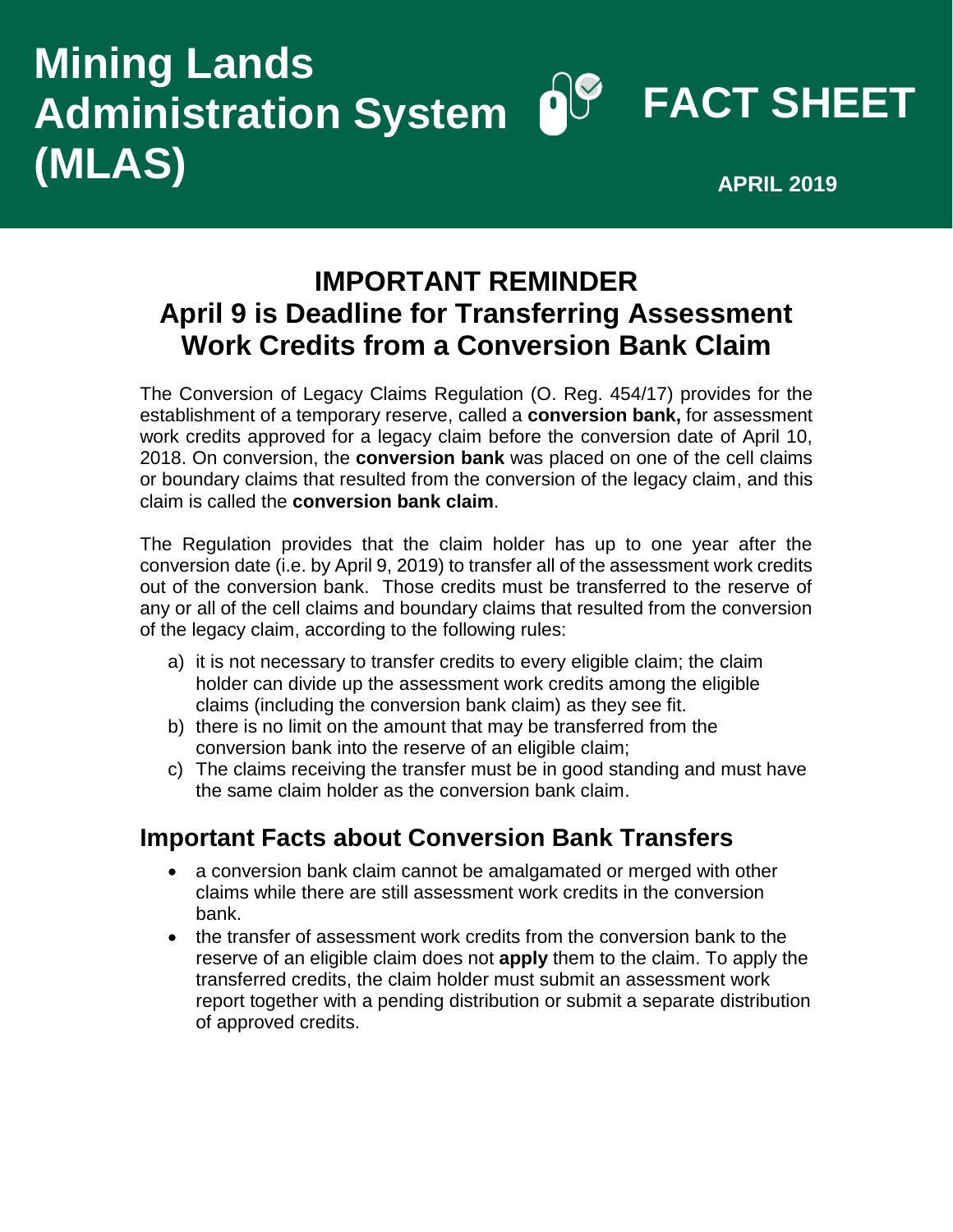# Mining Lands Administration System (MLAS)

# FACT SHEET

**APRIL 2019**

## IMPORTANT REMINDER
## April 9 is Deadline for Transferring Assessment Work Credits from a Conversion Bank Claim

The Conversion of Legacy Claims Regulation (O. Reg. 454/17) provides for the establishment of a temporary reserve, called a **conversion bank,** for assessment work credits approved for a legacy claim before the conversion date of April 10, 2018. On conversion, the **conversion bank** was placed on one of the cell claims or boundary claims that resulted from the conversion of the legacy claim, and this claim is called the **conversion bank claim**.

The Regulation provides that the claim holder has up to one year after the conversion date (i.e. by April 9, 2019) to transfer all of the assessment work credits out of the conversion bank. Those credits must be transferred to the reserve of any or all of the cell claims and boundary claims that resulted from the conversion of the legacy claim, according to the following rules:

a) it is not necessary to transfer credits to every eligible claim; the claim holder can divide up the assessment work credits among the eligible claims (including the conversion bank claim) as they see fit.
b) there is no limit on the amount that may be transferred from the conversion bank into the reserve of an eligible claim;
c) The claims receiving the transfer must be in good standing and must have the same claim holder as the conversion bank claim.

## Important Facts about Conversion Bank Transfers

- a conversion bank claim cannot be amalgamated or merged with other claims while there are still assessment work credits in the conversion bank.
- the transfer of assessment work credits from the conversion bank to the reserve of an eligible claim does not **apply** them to the claim. To apply the transferred credits, the claim holder must submit an assessment work report together with a pending distribution or submit a separate distribution of approved credits.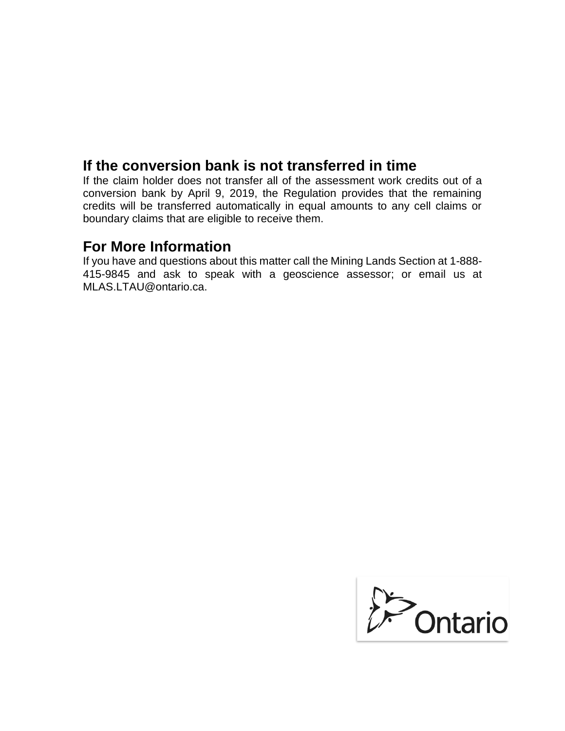## If the conversion bank is not transferred in time

If the claim holder does not transfer all of the assessment work credits out of a conversion bank by April 9, 2019, the Regulation provides that the remaining credits will be transferred automatically in equal amounts to any cell claims or boundary claims that are eligible to receive them.

## For More Information

If you have and questions about this matter call the Mining Lands Section at 1-888-415-9845 and ask to speak with a geoscience assessor; or email us at MLAS.LTAU@ontario.ca.